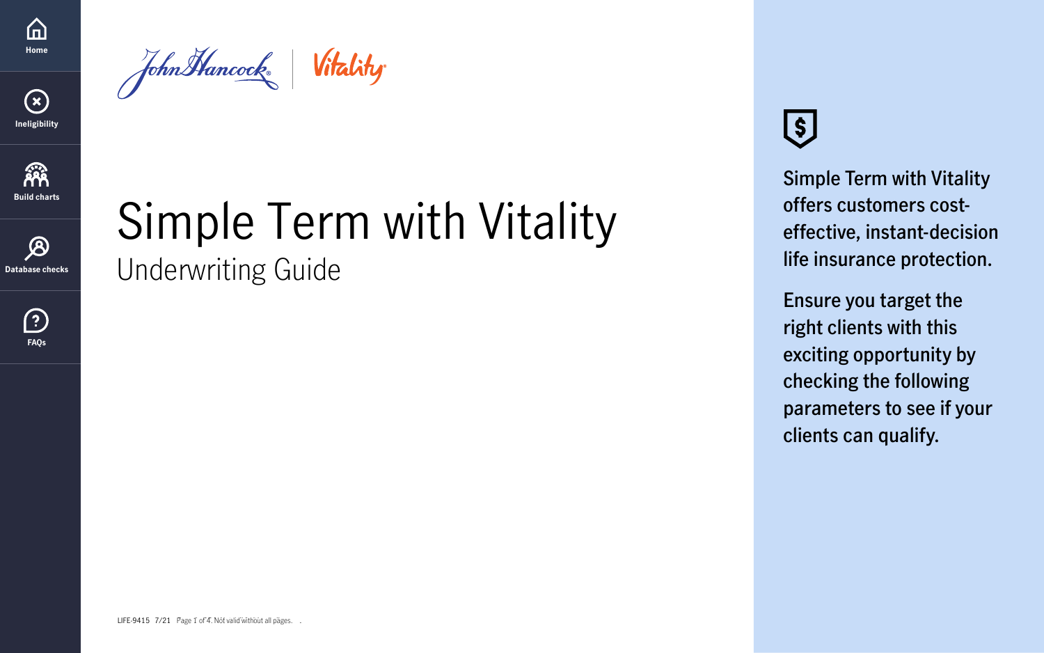Home

Ineligibility

Build charts

Database checks

FAQs

# Simple Term with Vitality

## Underwriting Guide

Simple Term with Vitality offers customers cost-effective, instant-decision life insurance protection.

Ensure you target the right clients with this exciting opportunity by checking the following parameters to see if your clients can qualify.

LIFE-9415 7/21 Page 1 of 4. Not valid without all pages.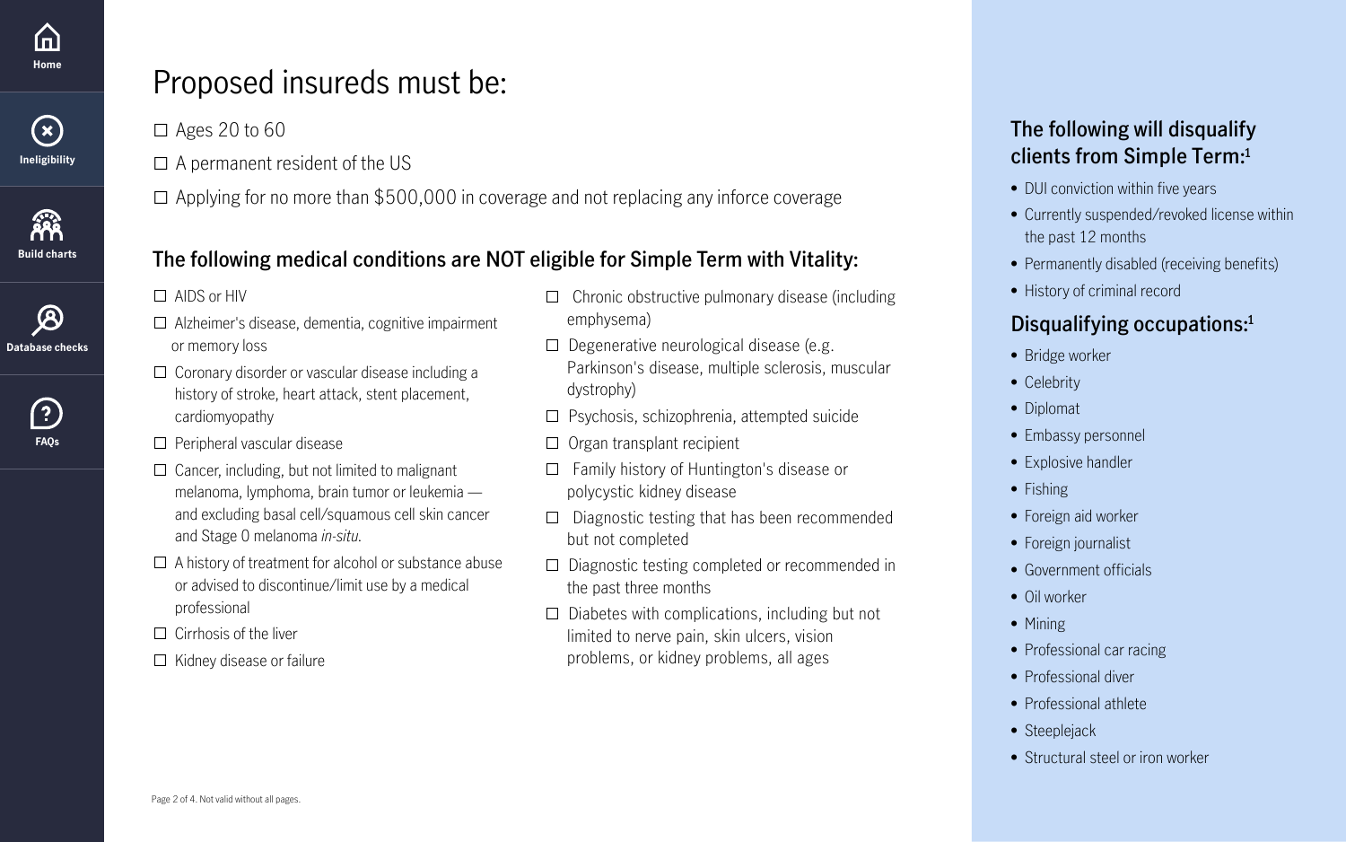Home

Ineligibility

Build charts

Database checks

FAQs

# Proposed insureds must be:

- ☐ Ages 20 to 60
- ☐ A permanent resident of the US
- ☐ Applying for no more than $500,000 in coverage and not replacing any inforce coverage

## The following medical conditions are NOT eligible for Simple Term with Vitality:

- ☐ AIDS or HIV
- ☐ Alzheimer's disease, dementia, cognitive impairment or memory loss
- ☐ Coronary disorder or vascular disease including a history of stroke, heart attack, stent placement, cardiomyopathy
- ☐ Peripheral vascular disease
- ☐ Cancer, including, but not limited to malignant melanoma, lymphoma, brain tumor or leukemia — and excluding basal cell/squamous cell skin cancer and Stage 0 melanoma *in-situ*.
- ☐ A history of treatment for alcohol or substance abuse or advised to discontinue/limit use by a medical professional
- ☐ Cirrhosis of the liver
- ☐ Kidney disease or failure
- ☐ Chronic obstructive pulmonary disease (including emphysema)
- ☐ Degenerative neurological disease (e.g. Parkinson's disease, multiple sclerosis, muscular dystrophy)
- ☐ Psychosis, schizophrenia, attempted suicide
- ☐ Organ transplant recipient
- ☐ Family history of Huntington's disease or polycystic kidney disease
- ☐ Diagnostic testing that has been recommended but not completed
- ☐ Diagnostic testing completed or recommended in the past three months
- ☐ Diabetes with complications, including but not limited to nerve pain, skin ulcers, vision problems, or kidney problems, all ages

## The following will disqualify clients from Simple Term:[1]

- DUI conviction within five years
- Currently suspended/revoked license within the past 12 months
- Permanently disabled (receiving benefits)
- History of criminal record

## Disqualifying occupations:[1]

- Bridge worker
- Celebrity
- Diplomat
- Embassy personnel
- Explosive handler
- Fishing
- Foreign aid worker
- Foreign journalist
- Government officials
- Oil worker
- Mining
- Professional car racing
- Professional diver
- Professional athlete
- Steeplejack
- Structural steel or iron worker

Page 2 of 4. Not valid without all pages.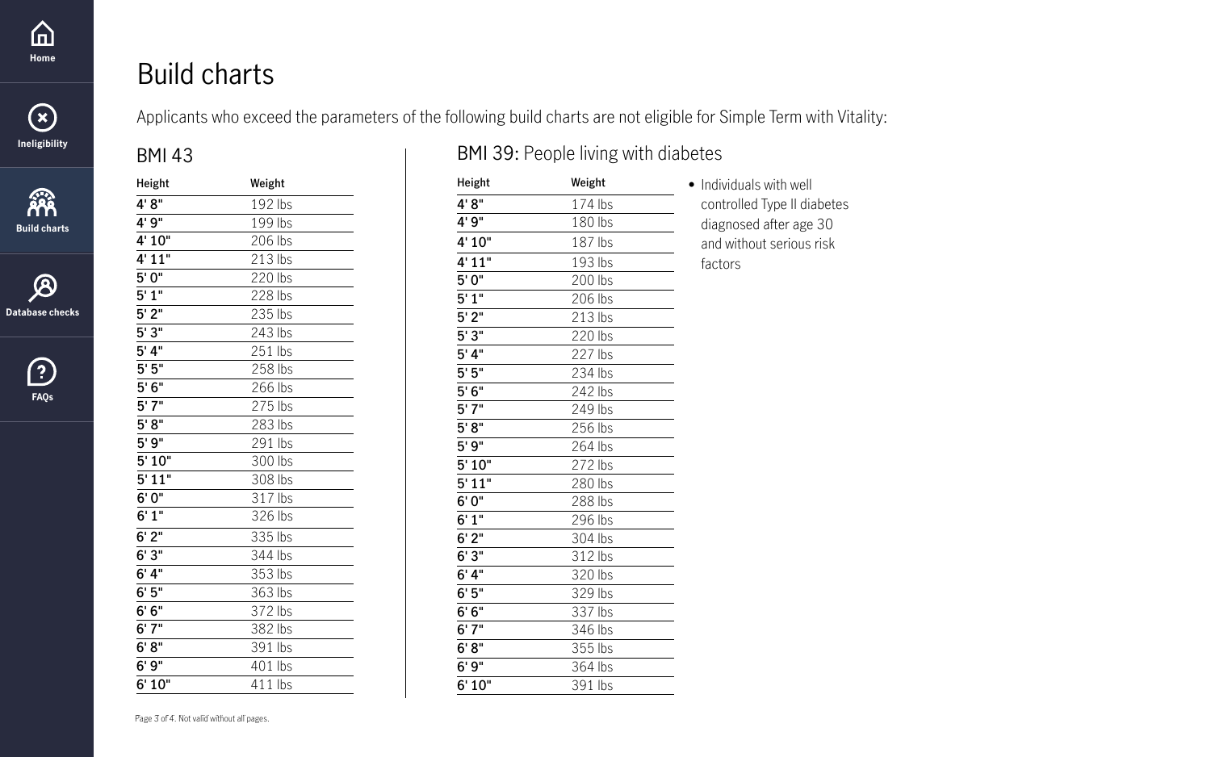# Build charts

Applicants who exceed the parameters of the following build charts are not eligible for Simple Term with Vitality:

## BMI 43

| Height | Weight |
|---|---|
| 4' 8" | 192 lbs |
| 4' 9" | 199 lbs |
| 4' 10" | 206 lbs |
| 4' 11" | 213 lbs |
| 5' 0" | 220 lbs |
| 5' 1" | 228 lbs |
| 5' 2" | 235 lbs |
| 5' 3" | 243 lbs |
| 5' 4" | 251 lbs |
| 5' 5" | 258 lbs |
| 5' 6" | 266 lbs |
| 5' 7" | 275 lbs |
| 5' 8" | 283 lbs |
| 5' 9" | 291 lbs |
| 5' 10" | 300 lbs |
| 5' 11" | 308 lbs |
| 6' 0" | 317 lbs |
| 6' 1" | 326 lbs |
| 6' 2" | 335 lbs |
| 6' 3" | 344 lbs |
| 6' 4" | 353 lbs |
| 6' 5" | 363 lbs |
| 6' 6" | 372 lbs |
| 6' 7" | 382 lbs |
| 6' 8" | 391 lbs |
| 6' 9" | 401 lbs |
| 6' 10" | 411 lbs |

## BMI 39: People living with diabetes

| Height | Weight |
|---|---|
| 4' 8" | 174 lbs |
| 4' 9" | 180 lbs |
| 4' 10" | 187 lbs |
| 4' 11" | 193 lbs |
| 5' 0" | 200 lbs |
| 5' 1" | 206 lbs |
| 5' 2" | 213 lbs |
| 5' 3" | 220 lbs |
| 5' 4" | 227 lbs |
| 5' 5" | 234 lbs |
| 5' 6" | 242 lbs |
| 5' 7" | 249 lbs |
| 5' 8" | 256 lbs |
| 5' 9" | 264 lbs |
| 5' 10" | 272 lbs |
| 5' 11" | 280 lbs |
| 6' 0" | 288 lbs |
| 6' 1" | 296 lbs |
| 6' 2" | 304 lbs |
| 6' 3" | 312 lbs |
| 6' 4" | 320 lbs |
| 6' 5" | 329 lbs |
| 6' 6" | 337 lbs |
| 6' 7" | 346 lbs |
| 6' 8" | 355 lbs |
| 6' 9" | 364 lbs |
| 6' 10" | 391 lbs |

- Individuals with well controlled Type II diabetes diagnosed after age 30 and without serious risk factors

Not valid without all pages.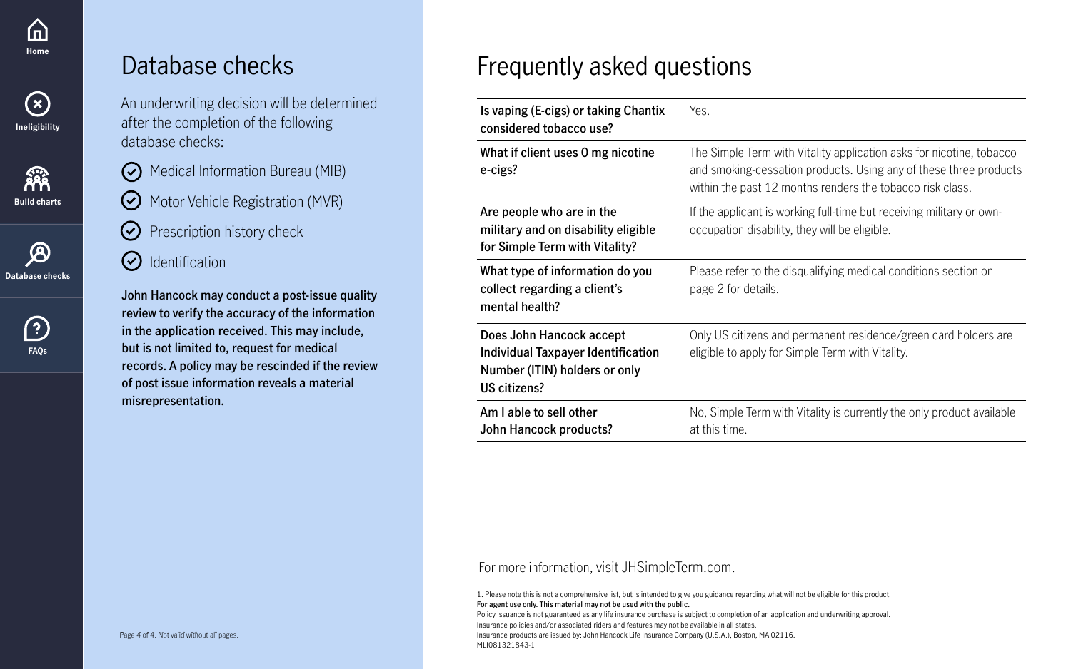# Database checks

An underwriting decision will be determined after the completion of the following database checks:

- Medical Information Bureau (MIB)
- Motor Vehicle Registration (MVR)
- Prescription history check
- Identification

**John Hancock may conduct a post-issue quality review to verify the accuracy of the information in the application received. This may include, but is not limited to, request for medical records. A policy may be rescinded if the review of post issue information reveals a material misrepresentation.**

# Frequently asked questions

| | |
|---|---|
| **Is vaping (E-cigs) or taking Chantix considered tobacco use?** | Yes. |
| **What if client uses 0 mg nicotine e-cigs?** | The Simple Term with Vitality application asks for nicotine, tobacco and smoking-cessation products. Using any of these three products within the past 12 months renders the tobacco risk class. |
| **Are people who are in the military and on disability eligible for Simple Term with Vitality?** | If the applicant is working full-time but receiving military or own-occupation disability, they will be eligible. |
| **What type of information do you collect regarding a client's mental health?** | Please refer to the disqualifying medical conditions section on page 2 for details. |
| **Does John Hancock accept Individual Taxpayer Identification Number (ITIN) holders or only US citizens?** | Only US citizens and permanent residence/green card holders are eligible to apply for Simple Term with Vitality. |
| **Am I able to sell other John Hancock products?** | No, Simple Term with Vitality is currently the only product available at this time. |

For more information, visit JHSimpleTerm.com.

1. Please note this is not a comprehensive list, but is intended to give you guidance regarding what will not be eligible for this product.
**For agent use only. This material may not be used with the public.**
Policy issuance is not guaranteed as any life insurance purchase is subject to completion of an application and underwriting approval.
Insurance policies and/or associated riders and features may not be available in all states.
Insurance products are issued by: John Hancock Life Insurance Company (U.S.A.), Boston, MA 02116.
MLI081321843-1